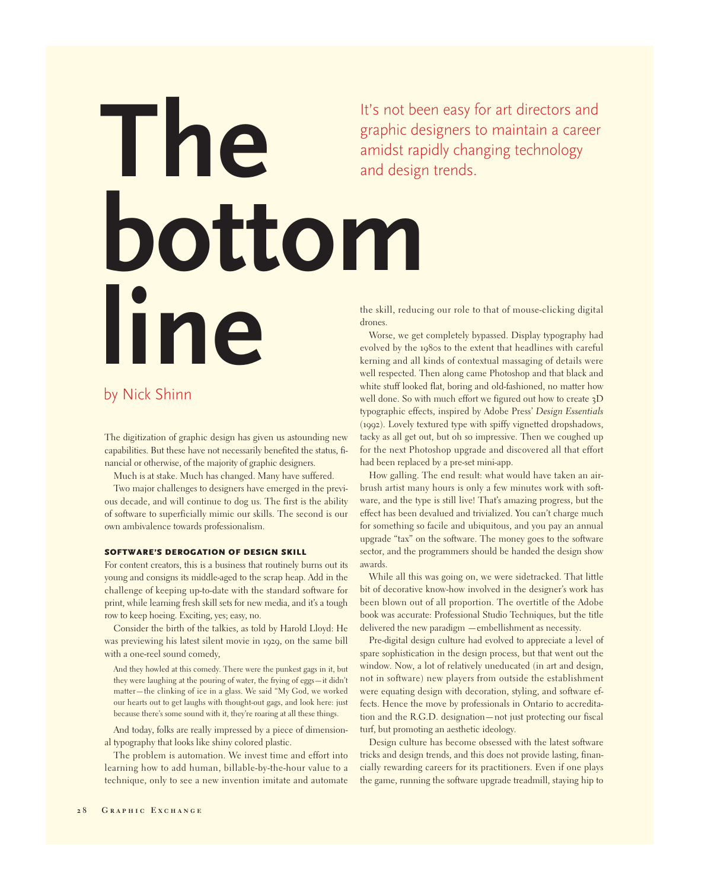# The bottom line

It's not been easy for art directors and graphic designers to maintain a career amidst rapidly changing technology and design trends.

by Nick Shinn

The digitization of graphic design has given us astounding new capabilities. But these have not necessarily benefited the status, financial or otherwise, of the majority of graphic designers.

Much is at stake. Much has changed. Many have suffered.

Two major challenges to designers have emerged in the previous decade, and will continue to dog us. The first is the ability of software to superficially mimic our skills. The second is our own ambivalence towards professionalism.

### SOFTWARE'S DEROGATION OF DESIGN SKILL

For content creators, this is a business that routinely burns out its young and consigns its middle-aged to the scrap heap. Add in the challenge of keeping up-to-date with the standard software for print, while learning fresh skill sets for new media, and it's a tough row to keep hoeing. Exciting, yes; easy, no.

Consider the birth of the talkies, as told by Harold Lloyd: He was previewing his latest silent movie in 1929, on the same bill with a one-reel sound comedy,

> And they howled at this comedy. There were the punkest gags in it, but they were laughing at the pouring of water, the frying of eggs—it didn't matter—the clinking of ice in a glass. We said "My God, we worked our hearts out to get laughs with thought-out gags, and look here: just because there's some sound with it, they're roaring at all these things.

And today, folks are really impressed by a piece of dimensional typography that looks like shiny colored plastic.

The problem is automation. We invest time and effort into learning how to add human, billable-by-the-hour value to a technique, only to see a new invention imitate and automate the skill, reducing our role to that of mouse-clicking digital drones.

Worse, we get completely bypassed. Display typography had evolved by the 1980s to the extent that headlines with careful kerning and all kinds of contextual massaging of details were well respected. Then along came Photoshop and that black and white stuff looked flat, boring and old-fashioned, no matter how well done. So with much effort we figured out how to create 3D typographic effects, inspired by Adobe Press' *Design Essentials* (1992). Lovely textured type with spiffy vignetted dropshadows, tacky as all get out, but oh so impressive. Then we coughed up for the next Photoshop upgrade and discovered all that effort had been replaced by a pre-set mini-app.

How galling. The end result: what would have taken an airbrush artist many hours is only a few minutes work with software, and the type is still live! That's amazing progress, but the effect has been devalued and trivialized. You can't charge much for something so facile and ubiquitous, and you pay an annual upgrade "tax" on the software. The money goes to the software sector, and the programmers should be handed the design show awards.

While all this was going on, we were sidetracked. That little bit of decorative know-how involved in the designer's work has been blown out of all proportion. The overtitle of the Adobe book was accurate: Professional Studio Techniques, but the title delivered the new paradigm —embellishment as necessity.

Pre-digital design culture had evolved to appreciate a level of spare sophistication in the design process, but that went out the window. Now, a lot of relatively uneducated (in art and design, not in software) new players from outside the establishment were equating design with decoration, styling, and software effects. Hence the move by professionals in Ontario to accreditation and the R.G.D. designation—not just protecting our fiscal turf, but promoting an aesthetic ideology.

Design culture has become obsessed with the latest software tricks and design trends, and this does not provide lasting, financially rewarding careers for its practitioners. Even if one plays the game, running the software upgrade treadmill, staying hip to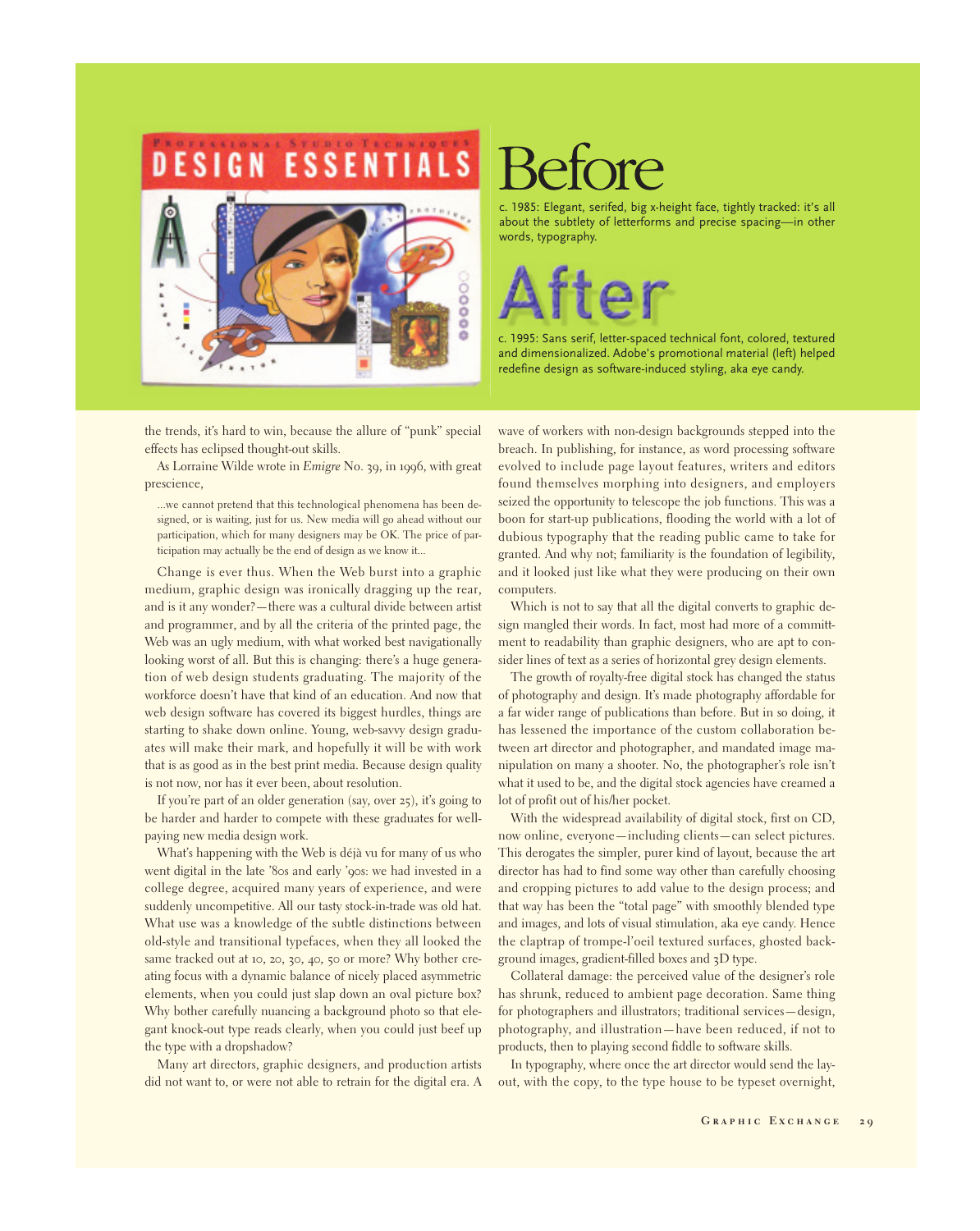# Before

c. 1985: Elegant, serifed, big x-height face, tightly tracked: it's all about the subtlety of letterforms and precise spacing—in other words, typography.

# After

c. 1995: Sans serif, letter-spaced technical font, colored, textured and dimensionalized. Adobe's promotional material (left) helped redefine design as software-induced styling, aka eye candy.

the trends, it's hard to win, because the allure of "punk" special effects has eclipsed thought-out skills.

As Lorraine Wilde wrote in *Emigre* No. 39, in 1996, with great prescience,

> ...we cannot pretend that this technological phenomena has been designed, or is waiting, just for us. New media will go ahead without our participation, which for many designers may be OK. The price of participation may actually be the end of design as we know it...

Change is ever thus. When the Web burst into a graphic medium, graphic design was ironically dragging up the rear, and is it any wonder?—there was a cultural divide between artist and programmer, and by all the criteria of the printed page, the Web was an ugly medium, with what worked best navigationally looking worst of all. But this is changing: there's a huge generation of web design students graduating. The majority of the workforce doesn't have that kind of an education. And now that web design software has covered its biggest hurdles, things are starting to shake down online. Young, web-savvy design graduates will make their mark, and hopefully it will be with work that is as good as in the best print media. Because design quality is not now, nor has it ever been, about resolution.

If you're part of an older generation (say, over 25), it's going to be harder and harder to compete with these graduates for well-paying new media design work.

What's happening with the Web is déjà vu for many of us who went digital in the late '80s and early '90s: we had invested in a college degree, acquired many years of experience, and were suddenly uncompetitive. All our tasty stock-in-trade was old hat. What use was a knowledge of the subtle distinctions between old-style and transitional typefaces, when they all looked the same tracked out at 10, 20, 30, 40, 50 or more? Why bother creating focus with a dynamic balance of nicely placed asymmetric elements, when you could just slap down an oval picture box? Why bother carefully nuancing a background photo so that elegant knock-out type reads clearly, when you could just beef up the type with a dropshadow?

Many art directors, graphic designers, and production artists did not want to, or were not able to retrain for the digital era. A wave of workers with non-design backgrounds stepped into the breach. In publishing, for instance, as word processing software evolved to include page layout features, writers and editors found themselves morphing into designers, and employers seized the opportunity to telescope the job functions. This was a boon for start-up publications, flooding the world with a lot of dubious typography that the reading public came to take for granted. And why not; familiarity is the foundation of legibility, and it looked just like what they were producing on their own computers.

Which is not to say that all the digital converts to graphic design mangled their words. In fact, most had more of a committment to readability than graphic designers, who are apt to consider lines of text as a series of horizontal grey design elements.

The growth of royalty-free digital stock has changed the status of photography and design. It's made photography affordable for a far wider range of publications than before. But in so doing, it has lessened the importance of the custom collaboration between art director and photographer, and mandated image manipulation on many a shooter. No, the photographer's role isn't what it used to be, and the digital stock agencies have creamed a lot of profit out of his/her pocket.

With the widespread availability of digital stock, first on CD, now online, everyone—including clients—can select pictures. This derogates the simpler, purer kind of layout, because the art director has had to find some way other than carefully choosing and cropping pictures to add value to the design process; and that way has been the "total page" with smoothly blended type and images, and lots of visual stimulation, aka eye candy. Hence the claptrap of trompe-l'oeil textured surfaces, ghosted background images, gradient-filled boxes and 3D type.

Collateral damage: the perceived value of the designer's role has shrunk, reduced to ambient page decoration. Same thing for photographers and illustrators; traditional services—design, photography, and illustration—have been reduced, if not to products, then to playing second fiddle to software skills.

In typography, where once the art director would send the layout, with the copy, to the type house to be typeset overnight,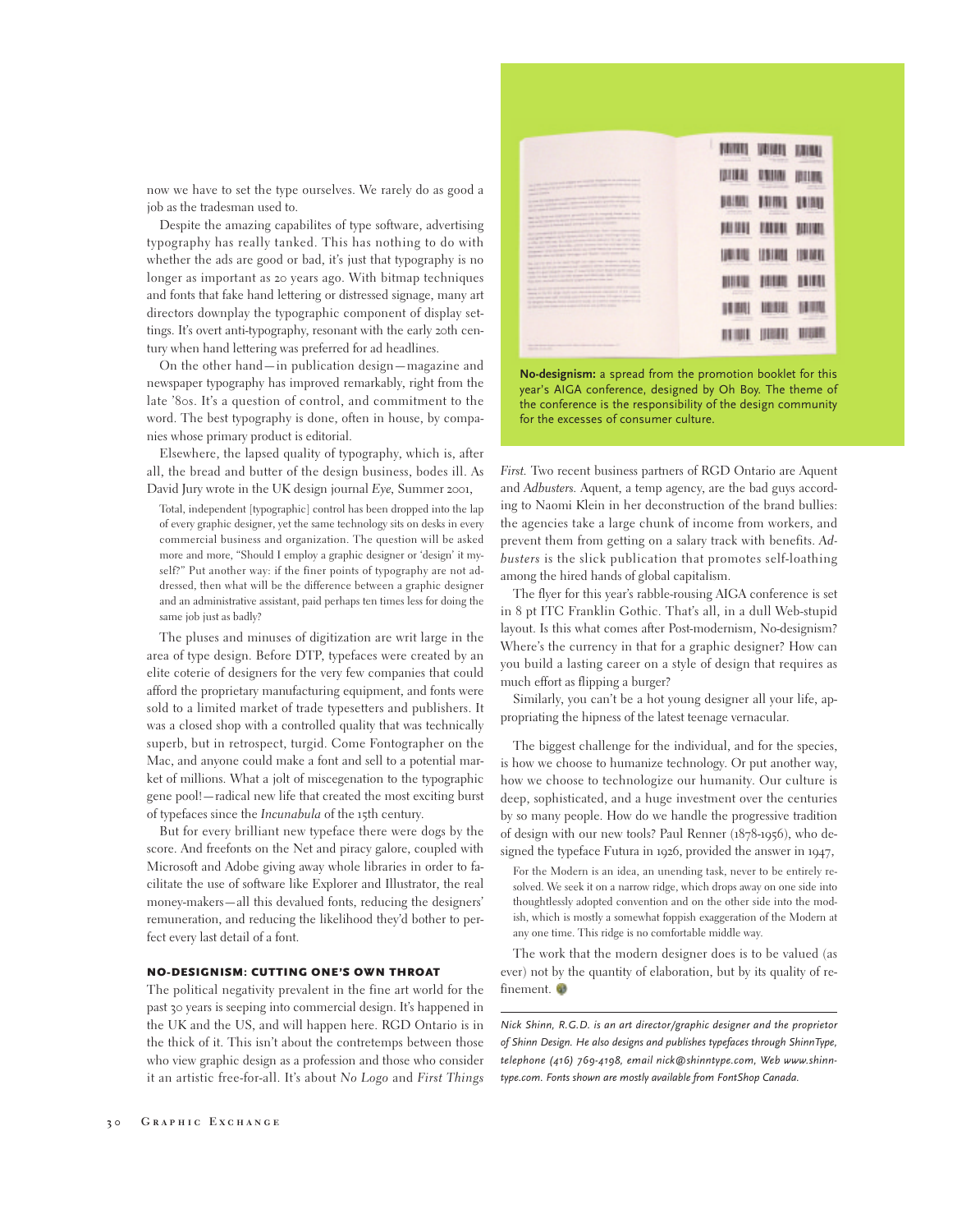now we have to set the type ourselves. We rarely do as good a job as the tradesman used to.

Despite the amazing capabilites of type software, advertising typography has really tanked. This has nothing to do with whether the ads are good or bad, it's just that typography is no longer as important as 20 years ago. With bitmap techniques and fonts that fake hand lettering or distressed signage, many art directors downplay the typographic component of display settings. It's overt anti-typography, resonant with the early 20th century when hand lettering was preferred for ad headlines.

On the other hand—in publication design—magazine and newspaper typography has improved remarkably, right from the late '80s. It's a question of control, and commitment to the word. The best typography is done, often in house, by companies whose primary product is editorial.

Elsewhere, the lapsed quality of typography, which is, after all, the bread and butter of the design business, bodes ill. As David Jury wrote in the UK design journal *Eye*, Summer 2001,

> Total, independent [typographic] control has been dropped into the lap of every graphic designer, yet the same technology sits on desks in every commercial business and organization. The question will be asked more and more, "Should I employ a graphic designer or 'design' it myself?" Put another way: if the finer points of typography are not addressed, then what will be the difference between a graphic designer and an administrative assistant, paid perhaps ten times less for doing the same job just as badly?

The pluses and minuses of digitization are writ large in the area of type design. Before DTP, typefaces were created by an elite coterie of designers for the very few companies that could afford the proprietary manufacturing equipment, and fonts were sold to a limited market of trade typesetters and publishers. It was a closed shop with a controlled quality that was technically superb, but in retrospect, turgid. Come Fontographer on the Mac, and anyone could make a font and sell to a potential market of millions. What a jolt of miscegenation to the typographic gene pool!—radical new life that created the most exciting burst of typefaces since the *Incunabula* of the 15th century.

But for every brilliant new typeface there were dogs by the score. And freefonts on the Net and piracy galore, coupled with Microsoft and Adobe giving away whole libraries in order to facilitate the use of software like Explorer and Illustrator, the real money-makers—all this devalued fonts, reducing the designers' remuneration, and reducing the likelihood they'd bother to perfect every last detail of a font.

### NO-DESIGNISM: CUTTING ONE'S OWN THROAT

The political negativity prevalent in the fine art world for the past 30 years is seeping into commercial design. It's happened in the UK and the US, and will happen here. RGD Ontario is in the thick of it. This isn't about the contretemps between those who view graphic design as a profession and those who consider it an artistic free-for-all. It's about *No Logo* and *First Things First*. Two recent business partners of RGD Ontario are Aquent and *Adbusters*. Aquent, a temp agency, are the bad guys according to Naomi Klein in her deconstruction of the brand bullies: the agencies take a large chunk of income from workers, and prevent them from getting on a salary track with benefits. *Adbusters* is the slick publication that promotes self-loathing among the hired hands of global capitalism.

**No-designism:** a spread from the promotion booklet for this year's AIGA conference, designed by Oh Boy. The theme of the conference is the responsibility of the design community for the excesses of consumer culture.

The flyer for this year's rabble-rousing AIGA conference is set in 8 pt ITC Franklin Gothic. That's all, in a dull Web-stupid layout. Is this what comes after Post-modernism, No-designism? Where's the currency in that for a graphic designer? How can you build a lasting career on a style of design that requires as much effort as flipping a burger?

Similarly, you can't be a hot young designer all your life, appropriating the hipness of the latest teenage vernacular.

The biggest challenge for the individual, and for the species, is how we choose to humanize technology. Or put another way, how we choose to technologize our humanity. Our culture is deep, sophisticated, and a huge investment over the centuries by so many people. How do we handle the progressive tradition of design with our new tools? Paul Renner (1878-1956), who designed the typeface Futura in 1926, provided the answer in 1947,

> For the Modern is an idea, an unending task, never to be entirely resolved. We seek it on a narrow ridge, which drops away on one side into thoughtlessly adopted convention and on the other side into the modish, which is mostly a somewhat foppish exaggeration of the Modern at any one time. This ridge is no comfortable middle way.

The work that the modern designer does is to be valued (as ever) not by the quantity of elaboration, but by its quality of refinement.

---

*Nick Shinn, R.G.D. is an art director/graphic designer and the proprietor of Shinn Design. He also designs and publishes typefaces through ShinnType, telephone (416) 769-4198, email nick@shinntype.com, Web www.shinntype.com. Fonts shown are mostly available from FontShop Canada.*